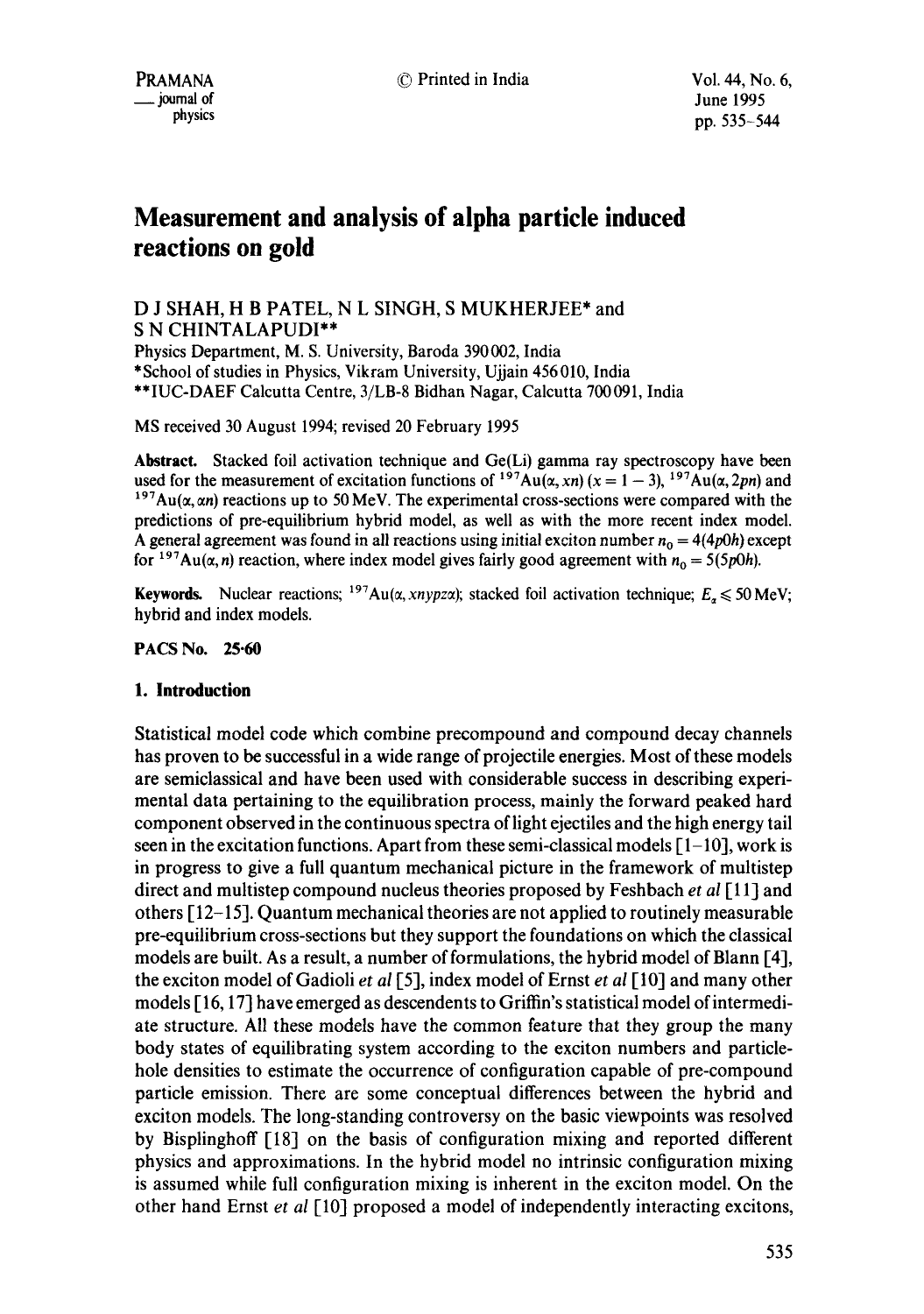# Measurement and analysis of alpha particle induced reactions on gold

D J SHAH, H B PATEL, N L SINGH, S MUKHERJEE* and S N CHINTALAPUDI**

Physics Department, M. S. University, Baroda 390002, India
*School of studies in Physics, Vikram University, Ujjain 456010, India
**IUC-DAEF Calcutta Centre, 3/LB-8 Bidhan Nagar, Calcutta 700091, India

MS received 30 August 1994; revised 20 February 1995

**Abstract.** Stacked foil activation technique and Ge(Li) gamma ray spectroscopy have been used for the measurement of excitation functions of $^{197}$Au$(\alpha, xn)$ $(x = 1-3)$, $^{197}$Au$(\alpha, 2pn)$ and $^{197}$Au$(\alpha, \alpha n)$ reactions up to 50 MeV. The experimental cross-sections were compared with the predictions of pre-equilibrium hybrid model, as well as with the more recent index model. A general agreement was found in all reactions using initial exciton number $n_0 = 4(4p0h)$ except for $^{197}$Au$(\alpha, n)$ reaction, where index model gives fairly good agreement with $n_0 = 5(5p0h)$.

**Keywords.** Nuclear reactions; $^{197}$Au$(\alpha, xnypz\alpha)$; stacked foil activation technique; $E_\alpha \leqslant 50$ MeV; hybrid and index models.

**PACS No. 25·60**

## 1. Introduction

Statistical model code which combine precompound and compound decay channels has proven to be successful in a wide range of projectile energies. Most of these models are semiclassical and have been used with considerable success in describing experimental data pertaining to the equilibration process, mainly the forward peaked hard component observed in the continuous spectra of light ejectiles and the high energy tail seen in the excitation functions. Apart from these semi-classical models [1–10], work is in progress to give a full quantum mechanical picture in the framework of multistep direct and multistep compound nucleus theories proposed by Feshbach *et al* [11] and others [12–15]. Quantum mechanical theories are not applied to routinely measurable pre-equilibrium cross-sections but they support the foundations on which the classical models are built. As a result, a number of formulations, the hybrid model of Blann [4], the exciton model of Gadioli *et al* [5], index model of Ernst *et al* [10] and many other models [16, 17] have emerged as descendents to Griffin's statistical model of intermediate structure. All these models have the common feature that they group the many body states of equilibrating system according to the exciton numbers and particle-hole densities to estimate the occurrence of configuration capable of pre-compound particle emission. There are some conceptual differences between the hybrid and exciton models. The long-standing controversy on the basic viewpoints was resolved by Bisplinghoff [18] on the basis of configuration mixing and reported different physics and approximations. In the hybrid model no intrinsic configuration mixing is assumed while full configuration mixing is inherent in the exciton model. On the other hand Ernst *et al* [10] proposed a model of independently interacting excitons,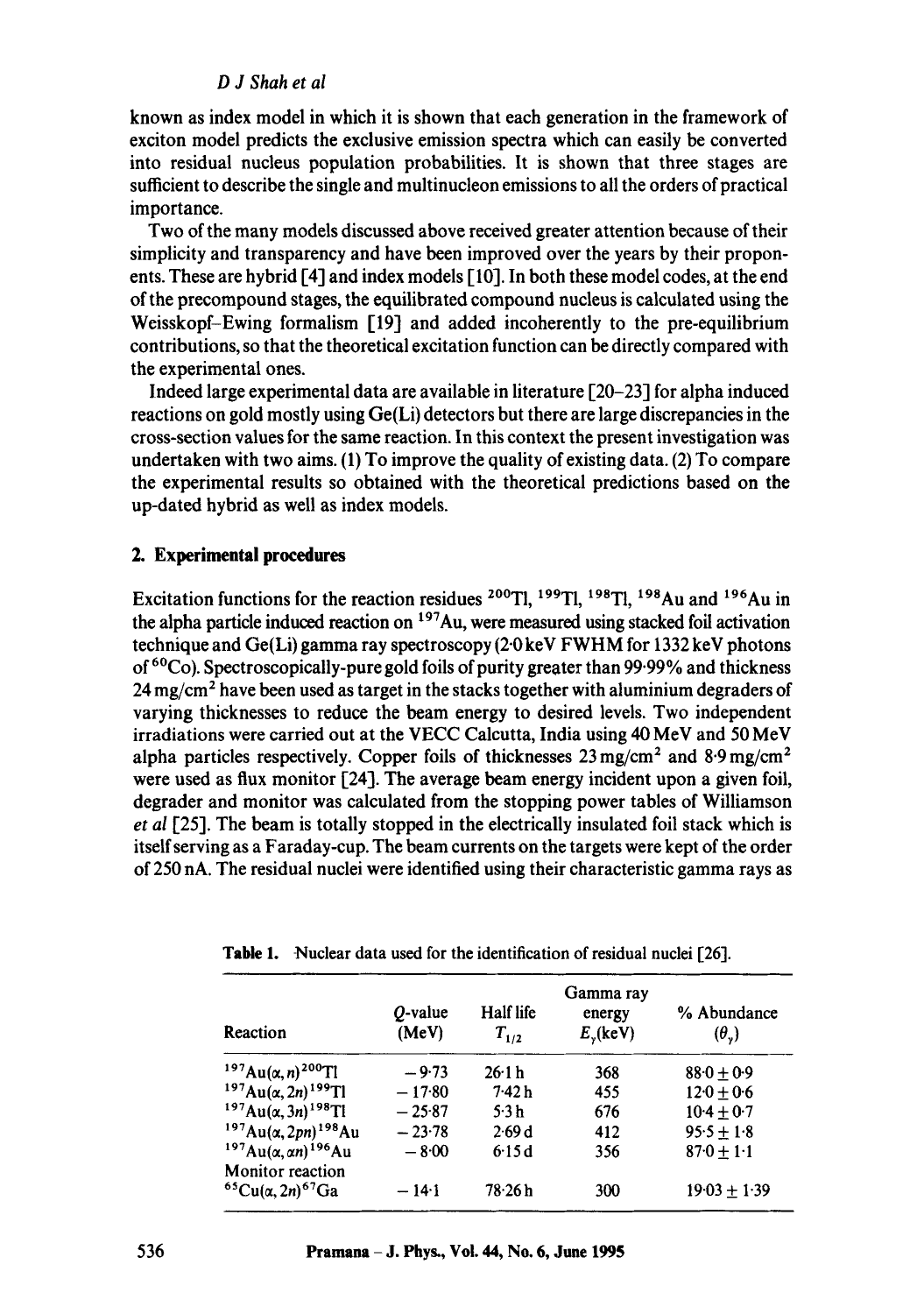known as index model in which it is shown that each generation in the framework of exciton model predicts the exclusive emission spectra which can easily be converted into residual nucleus population probabilities. It is shown that three stages are sufficient to describe the single and multinucleon emissions to all the orders of practical importance.

Two of the many models discussed above received greater attention because of their simplicity and transparency and have been improved over the years by their proponents. These are hybrid [4] and index models [10]. In both these model codes, at the end of the precompound stages, the equilibrated compound nucleus is calculated using the Weisskopf–Ewing formalism [19] and added incoherently to the pre-equilibrium contributions, so that the theoretical excitation function can be directly compared with the experimental ones.

Indeed large experimental data are available in literature [20–23] for alpha induced reactions on gold mostly using Ge(Li) detectors but there are large discrepancies in the cross-section values for the same reaction. In this context the present investigation was undertaken with two aims. (1) To improve the quality of existing data. (2) To compare the experimental results so obtained with the theoretical predictions based on the up-dated hybrid as well as index models.

## 2. Experimental procedures

Excitation functions for the reaction residues $^{200}$Tl, $^{199}$Tl, $^{198}$Tl, $^{198}$Au and $^{196}$Au in the alpha particle induced reaction on $^{197}$Au, were measured using stacked foil activation technique and Ge(Li) gamma ray spectroscopy (2·0 keV FWHM for 1332 keV photons of $^{60}$Co). Spectroscopically-pure gold foils of purity greater than 99·99% and thickness 24 mg/cm$^2$ have been used as target in the stacks together with aluminium degraders of varying thicknesses to reduce the beam energy to desired levels. Two independent irradiations were carried out at the VECC Calcutta, India using 40 MeV and 50 MeV alpha particles respectively. Copper foils of thicknesses 23 mg/cm$^2$ and 8·9 mg/cm$^2$ were used as flux monitor [24]. The average beam energy incident upon a given foil, degrader and monitor was calculated from the stopping power tables of Williamson *et al* [25]. The beam is totally stopped in the electrically insulated foil stack which is itself serving as a Faraday-cup. The beam currents on the targets were kept of the order of 250 nA. The residual nuclei were identified using their characteristic gamma rays as

**Table 1.** Nuclear data used for the identification of residual nuclei [26].

| Reaction | $Q$-value (MeV) | Half life $T_{1/2}$ | Gamma ray energy $E_\gamma$(keV) | % Abundance ($\theta_\gamma$) |
|---|---|---|---|---|
| $^{197}$Au($\alpha$, $n$)$^{200}$Tl | −9·73 | 26·1 h | 368 | 88·0 ± 0·9 |
| $^{197}$Au($\alpha$, $2n$)$^{199}$Tl | −17·80 | 7·42 h | 455 | 12·0 ± 0·6 |
| $^{197}$Au($\alpha$, $3n$)$^{198}$Tl | −25·87 | 5·3 h | 676 | 10·4 ± 0·7 |
| $^{197}$Au($\alpha$, $2pn$)$^{198}$Au | −23·78 | 2·69 d | 412 | 95·5 ± 1·8 |
| $^{197}$Au($\alpha$, $\alpha n$)$^{196}$Au | −8·00 | 6·15 d | 356 | 87·0 ± 1·1 |
| Monitor reaction | | | | |
| $^{65}$Cu($\alpha$, $2n$)$^{67}$Ga | −14·1 | 78·26 h | 300 | 19·03 ± 1·39 |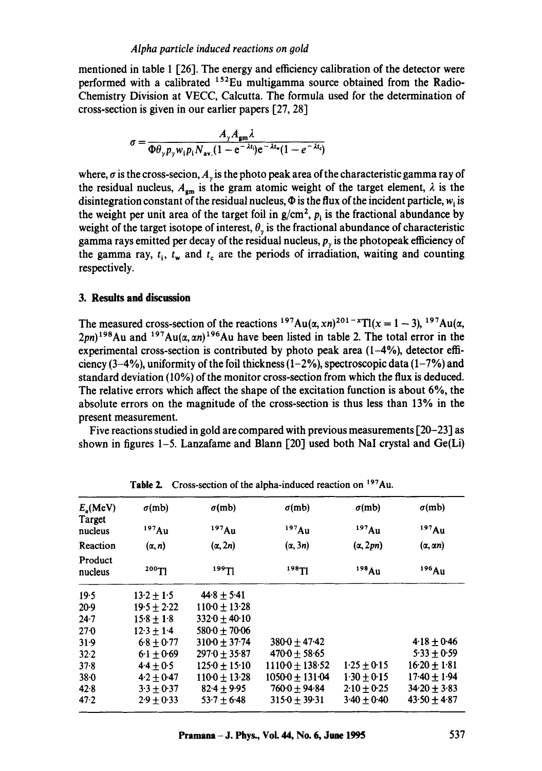mentioned in table 1 [26]. The energy and efficiency calibration of the detector were performed with a calibrated $^{152}$Eu multigamma source obtained from the Radio-Chemistry Division at VECC, Calcutta. The formula used for the determination of cross-section is given in our earlier papers [27, 28]

$$\sigma = \frac{A_\gamma A_{gm} \lambda}{\Phi \theta_\gamma p_\gamma w_i p_i N_{av.}(1 - e^{-\lambda t_i}) e^{-\lambda t_w}(1 - e^{-\lambda t_c})}$$

where, $\sigma$ is the cross-secion, $A_\gamma$ is the photo peak area of the characteristic gamma ray of the residual nucleus, $A_{gm}$ is the gram atomic weight of the target element, $\lambda$ is the disintegration constant of the residual nucleus, $\Phi$ is the flux of the incident particle, $w_i$ is the weight per unit area of the target foil in g/cm$^2$, $p_i$ is the fractional abundance by weight of the target isotope of interest, $\theta_\gamma$ is the fractional abundance of characteristic gamma rays emitted per decay of the residual nucleus, $p_\gamma$ is the photopeak efficiency of the gamma ray, $t_i$, $t_w$ and $t_c$ are the periods of irradiation, waiting and counting respectively.

## 3. Results and discussion

The measured cross-section of the reactions $^{197}$Au$(\alpha, xn)^{201-x}$Tl$(x = 1-3)$, $^{197}$Au$(\alpha, 2pn)^{198}$Au and $^{197}$Au$(\alpha, \alpha n)^{196}$Au have been listed in table 2. The total error in the experimental cross-section is contributed by photo peak area (1–4%), detector efficiency (3–4%), uniformity of the foil thickness (1–2%), spectroscopic data (1–7%) and standard deviation (10%) of the monitor cross-section from which the flux is deduced. The relative errors which affect the shape of the excitation function is about 6%, the absolute errors on the magnitude of the cross-section is thus less than 13% in the present measurement.

Five reactions studied in gold are compared with previous measurements [20–23] as shown in figures 1–5. Lanzafame and Blann [20] used both NaI crystal and Ge(Li)

**Table 2.** Cross-section of the alpha-induced reaction on $^{197}$Au.

| $E_\alpha$(MeV) | $\sigma$(mb) | $\sigma$(mb) | $\sigma$(mb) | $\sigma$(mb) | $\sigma$(mb) |
|---|---|---|---|---|---|
| Target nucleus | $^{197}$Au | $^{197}$Au | $^{197}$Au | $^{197}$Au | $^{197}$Au |
| Reaction | $(\alpha, n)$ | $(\alpha, 2n)$ | $(\alpha, 3n)$ | $(\alpha, 2pn)$ | $(\alpha, \alpha n)$ |
| Product nucleus | $^{200}$Tl | $^{199}$Tl | $^{198}$Tl | $^{198}$Au | $^{196}$Au |
| 19·5 | 13·2 ± 1·5 | 44·8 ± 5·41 | | | |
| 20·9 | 19·5 ± 2·22 | 110·0 ± 13·28 | | | |
| 24·7 | 15·8 ± 1·8 | 332·0 ± 40·10 | | | |
| 27·0 | 12·3 ± 1·4 | 580·0 ± 70·06 | | | |
| 31·9 | 6·8 ± 0·77 | 310·0 ± 37·74 | 380·0 ± 47·42 | | 4·18 ± 0·46 |
| 32·2 | 6·1 ± 0·69 | 297·0 ± 35·87 | 470·0 ± 58·65 | | 5·33 ± 0·59 |
| 37·8 | 4·4 ± 0·5 | 125·0 ± 15·10 | 1110·0 ± 138·52 | 1·25 ± 0·15 | 16·20 ± 1·81 |
| 38·0 | 4·2 ± 0·47 | 110·0 ± 13·28 | 1050·0 ± 131·04 | 1·30 ± 0·15 | 17·40 ± 1·94 |
| 42·8 | 3·3 ± 0·37 | 82·4 ± 9·95 | 760·0 ± 94·84 | 2·10 ± 0·25 | 34·20 ± 3·83 |
| 47·2 | 2·9 ± 0·33 | 53·7 ± 6·48 | 315·0 ± 39·31 | 3·40 ± 0·40 | 43·50 ± 4·87 |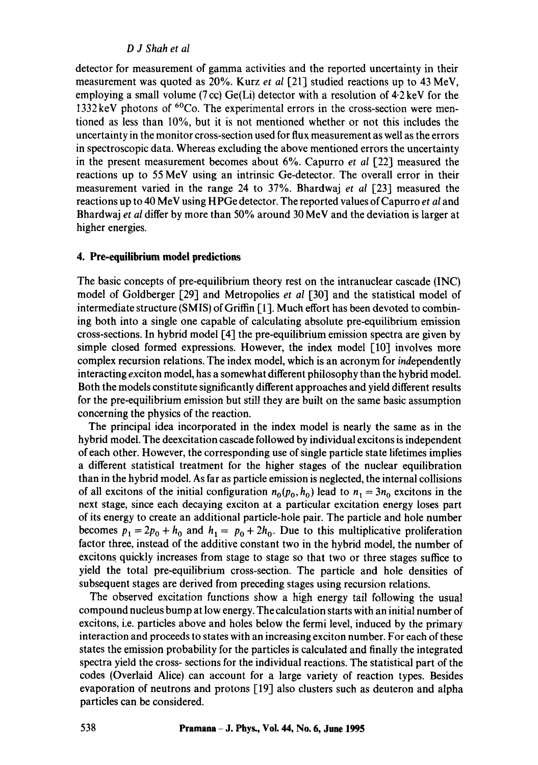detector for measurement of gamma activities and the reported uncertainty in their measurement was quoted as 20%. Kurz *et al* [21] studied reactions up to 43 MeV, employing a small volume (7 cc) Ge(Li) detector with a resolution of 4·2 keV for the 1332 keV photons of $^{60}$Co. The experimental errors in the cross-section were mentioned as less than 10%, but it is not mentioned whether or not this includes the uncertainty in the monitor cross-section used for flux measurement as well as the errors in spectroscopic data. Whereas excluding the above mentioned errors the uncertainty in the present measurement becomes about 6%. Capurro *et al* [22] measured the reactions up to 55 MeV using an intrinsic Ge-detector. The overall error in their measurement varied in the range 24 to 37%. Bhardwaj *et al* [23] measured the reactions up to 40 MeV using HPGe detector. The reported values of Capurro *et al* and Bhardwaj *et al* differ by more than 50% around 30 MeV and the deviation is larger at higher energies.

## 4. Pre-equilibrium model predictions

The basic concepts of pre-equilibrium theory rest on the intranuclear cascade (INC) model of Goldberger [29] and Metropolies *et al* [30] and the statistical model of intermediate structure (SMIS) of Griffin [1]. Much effort has been devoted to combining both into a single one capable of calculating absolute pre-equilibrium emission cross-sections. In hybrid model [4] the pre-equilibrium emission spectra are given by simple closed formed expressions. However, the index model [10] involves more complex recursion relations. The index model, which is an acronym for *ind*ependently interacting *ex*citon model, has a somewhat different philosophy than the hybrid model. Both the models constitute significantly different approaches and yield different results for the pre-equilibrium emission but still they are built on the same basic assumption concerning the physics of the reaction.

The principal idea incorporated in the index model is nearly the same as in the hybrid model. The deexcitation cascade followed by individual excitons is independent of each other. However, the corresponding use of single particle state lifetimes implies a different statistical treatment for the higher stages of the nuclear equilibration than in the hybrid model. As far as particle emission is neglected, the internal collisions of all excitons of the initial configuration $n_0(p_0, h_0)$ lead to $n_1 = 3n_0$ excitons in the next stage, since each decaying exciton at a particular excitation energy loses part of its energy to create an additional particle-hole pair. The particle and hole number becomes $p_1 = 2p_0 + h_0$ and $h_1 = p_0 + 2h_0$. Due to this multiplicative proliferation factor three, instead of the additive constant two in the hybrid model, the number of excitons quickly increases from stage to stage so that two or three stages suffice to yield the total pre-equilibrium cross-section. The particle and hole densities of subsequent stages are derived from preceding stages using recursion relations.

The observed excitation functions show a high energy tail following the usual compound nucleus bump at low energy. The calculation starts with an initial number of excitons, i.e. particles above and holes below the fermi level, induced by the primary interaction and proceeds to states with an increasing exciton number. For each of these states the emission probability for the particles is calculated and finally the integrated spectra yield the cross- sections for the individual reactions. The statistical part of the codes (Overlaid Alice) can account for a large variety of reaction types. Besides evaporation of neutrons and protons [19] also clusters such as deuteron and alpha particles can be considered.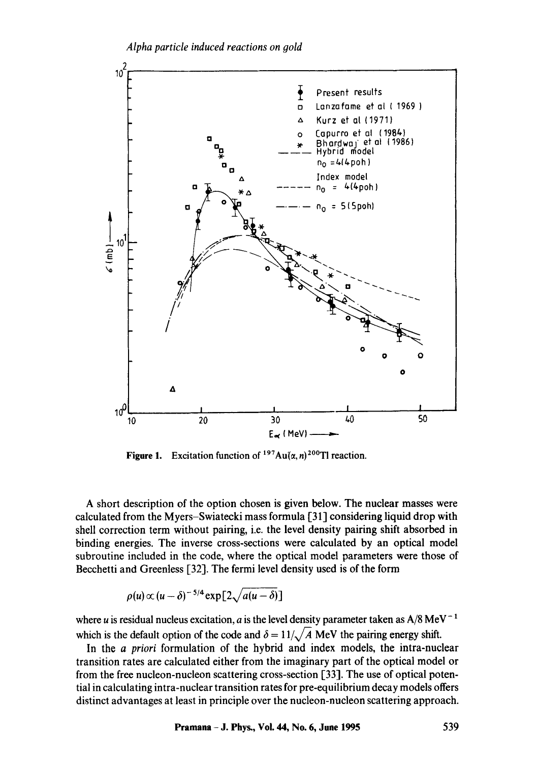Figure 1. Excitation function of $^{197}Au(\alpha, n)^{200}Tl$ reaction.

A short description of the option chosen is given below. The nuclear masses were calculated from the Myers–Swiatecki mass formula [31] considering liquid drop with shell correction term without pairing, i.e. the level density pairing shift absorbed in binding energies. The inverse cross-sections were calculated by an optical model subroutine included in the code, where the optical model parameters were those of Becchetti and Greenless [32]. The fermi level density used is of the form

$$\rho(u) \propto (u - \delta)^{-5/4} \exp[2\sqrt{a(u - \delta)}]$$

where $u$ is residual nucleus excitation, $a$ is the level density parameter taken as $A/8$ MeV$^{-1}$ which is the default option of the code and $\delta = 11/\sqrt{A}$ MeV the pairing energy shift.

In the *a priori* formulation of the hybrid and index models, the intra-nuclear transition rates are calculated either from the imaginary part of the optical model or from the free nucleon-nucleon scattering cross-section [33]. The use of optical potential in calculating intra-nuclear transition rates for pre-equilibrium decay models offers distinct advantages at least in principle over the nucleon-nucleon scattering approach.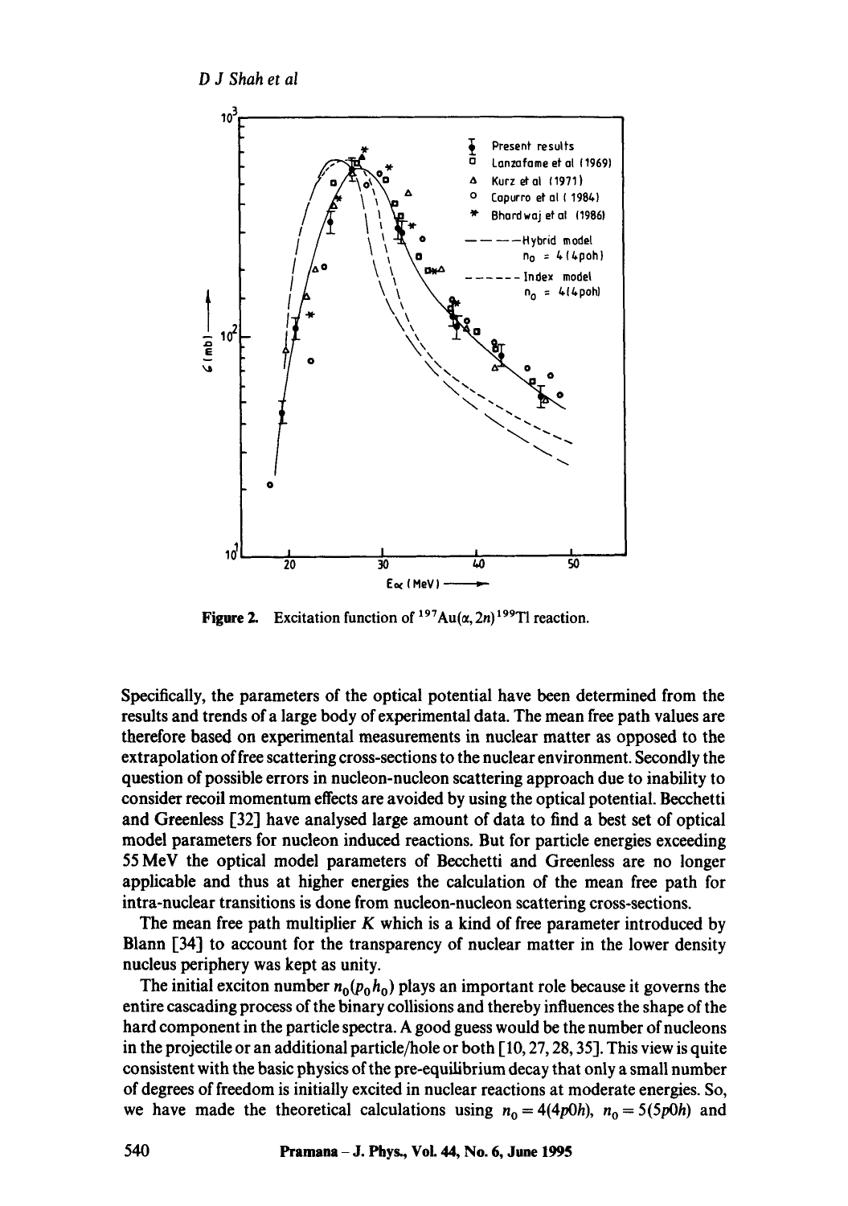**Figure 2.** Excitation function of $^{197}Au(\alpha, 2n)^{199}Tl$ reaction.

Specifically, the parameters of the optical potential have been determined from the results and trends of a large body of experimental data. The mean free path values are therefore based on experimental measurements in nuclear matter as opposed to the extrapolation of free scattering cross-sections to the nuclear environment. Secondly the question of possible errors in nucleon-nucleon scattering approach due to inability to consider recoil momentum effects are avoided by using the optical potential. Becchetti and Greenless [32] have analysed large amount of data to find a best set of optical model parameters for nucleon induced reactions. But for particle energies exceeding 55 MeV the optical model parameters of Becchetti and Greenless are no longer applicable and thus at higher energies the calculation of the mean free path for intra-nuclear transitions is done from nucleon-nucleon scattering cross-sections.

The mean free path multiplier $K$ which is a kind of free parameter introduced by Blann [34] to account for the transparency of nuclear matter in the lower density nucleus periphery was kept as unity.

The initial exciton number $n_0(p_0 h_0)$ plays an important role because it governs the entire cascading process of the binary collisions and thereby influences the shape of the hard component in the particle spectra. A good guess would be the number of nucleons in the projectile or an additional particle/hole or both [10, 27, 28, 35]. This view is quite consistent with the basic physics of the pre-equilibrium decay that only a small number of degrees of freedom is initially excited in nuclear reactions at moderate energies. So, we have made the theoretical calculations using $n_0 = 4(4p0h)$, $n_0 = 5(5p0h)$ and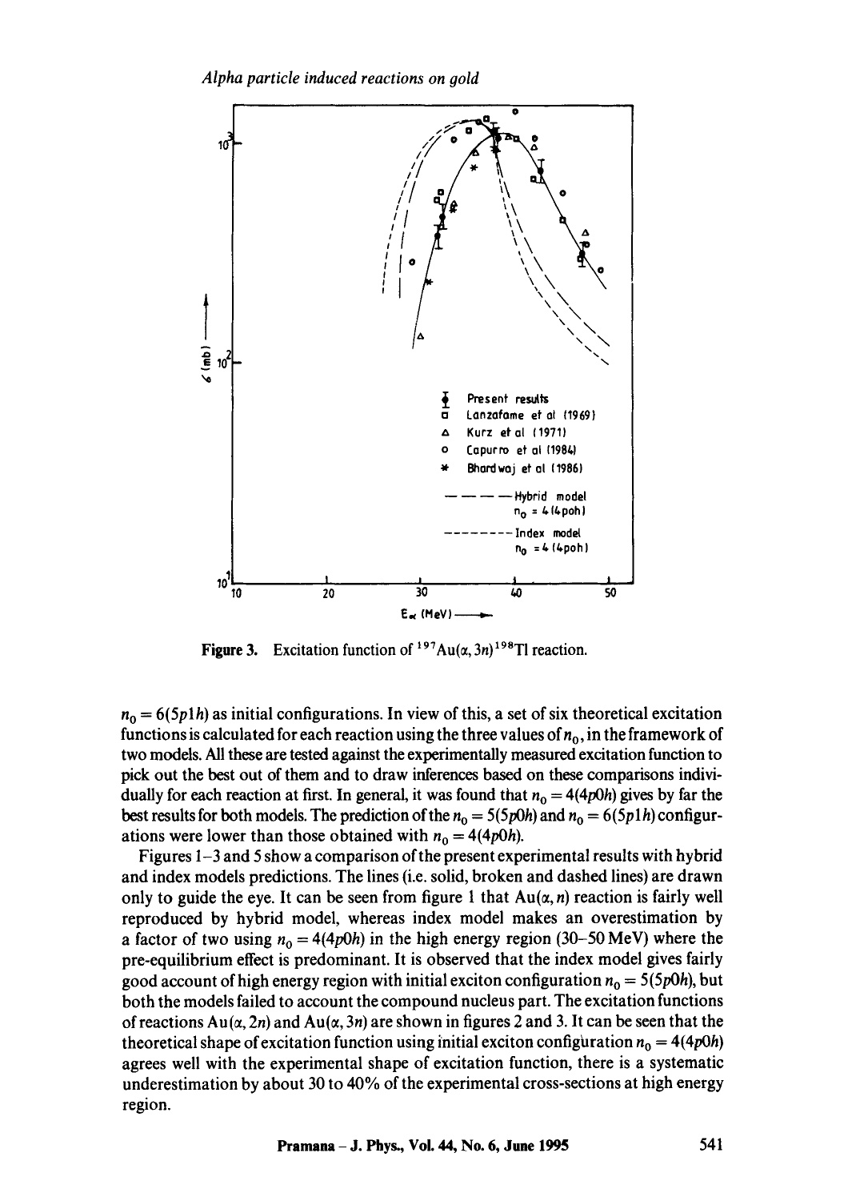Figure 3. Excitation function of $^{197}Au(\alpha, 3n)^{198}Tl$ reaction.

$n_0 = 6(5p1h)$ as initial configurations. In view of this, a set of six theoretical excitation functions is calculated for each reaction using the three values of $n_0$, in the framework of two models. All these are tested against the experimentally measured excitation function to pick out the best out of them and to draw inferences based on these comparisons individually for each reaction at first. In general, it was found that $n_0 = 4(4p0h)$ gives by far the best results for both models. The prediction of the $n_0 = 5(5p0h)$ and $n_0 = 6(5p1h)$ configurations were lower than those obtained with $n_0 = 4(4p0h)$.

Figures 1–3 and 5 show a comparison of the present experimental results with hybrid and index models predictions. The lines (i.e. solid, broken and dashed lines) are drawn only to guide the eye. It can be seen from figure 1 that Au($\alpha$, $n$) reaction is fairly well reproduced by hybrid model, whereas index model makes an overestimation by a factor of two using $n_0 = 4(4p0h)$ in the high energy region (30–50 MeV) where the pre-equilibrium effect is predominant. It is observed that the index model gives fairly good account of high energy region with initial exciton configuration $n_0 = 5(5p0h)$, but both the models failed to account the compound nucleus part. The excitation functions of reactions Au($\alpha$, $2n$) and Au($\alpha$, $3n$) are shown in figures 2 and 3. It can be seen that the theoretical shape of excitation function using initial exciton configuration $n_0 = 4(4p0h)$ agrees well with the experimental shape of excitation function, there is a systematic underestimation by about 30 to 40% of the experimental cross-sections at high energy region.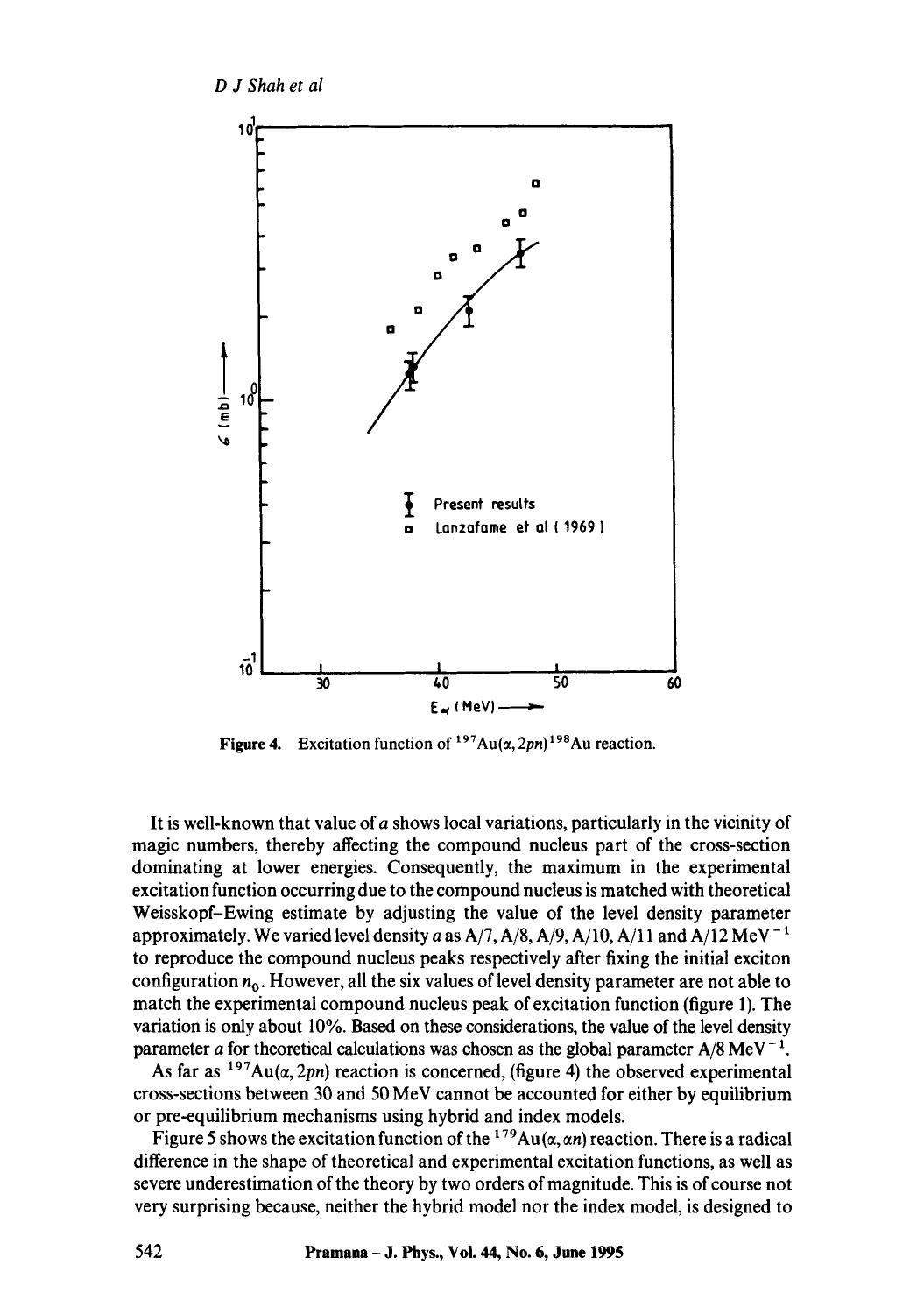Figure 4. Excitation function of $^{197}Au(\alpha, 2pn)^{198}Au$ reaction.

It is well-known that value of $a$ shows local variations, particularly in the vicinity of magic numbers, thereby affecting the compound nucleus part of the cross-section dominating at lower energies. Consequently, the maximum in the experimental excitation function occurring due to the compound nucleus is matched with theoretical Weisskopf–Ewing estimate by adjusting the value of the level density parameter approximately. We varied level density $a$ as A/7, A/8, A/9, A/10, A/11 and A/12 $MeV^{-1}$ to reproduce the compound nucleus peaks respectively after fixing the initial exciton configuration $n_0$. However, all the six values of level density parameter are not able to match the experimental compound nucleus peak of excitation function (figure 1). The variation is only about 10%. Based on these considerations, the value of the level density parameter $a$ for theoretical calculations was chosen as the global parameter A/8 $MeV^{-1}$.

As far as $^{197}Au(\alpha, 2pn)$ reaction is concerned, (figure 4) the observed experimental cross-sections between 30 and 50 MeV cannot be accounted for either by equilibrium or pre-equilibrium mechanisms using hybrid and index models.

Figure 5 shows the excitation function of the $^{179}Au(\alpha, \alpha n)$ reaction. There is a radical difference in the shape of theoretical and experimental excitation functions, as well as severe underestimation of the theory by two orders of magnitude. This is of course not very surprising because, neither the hybrid model nor the index model, is designed to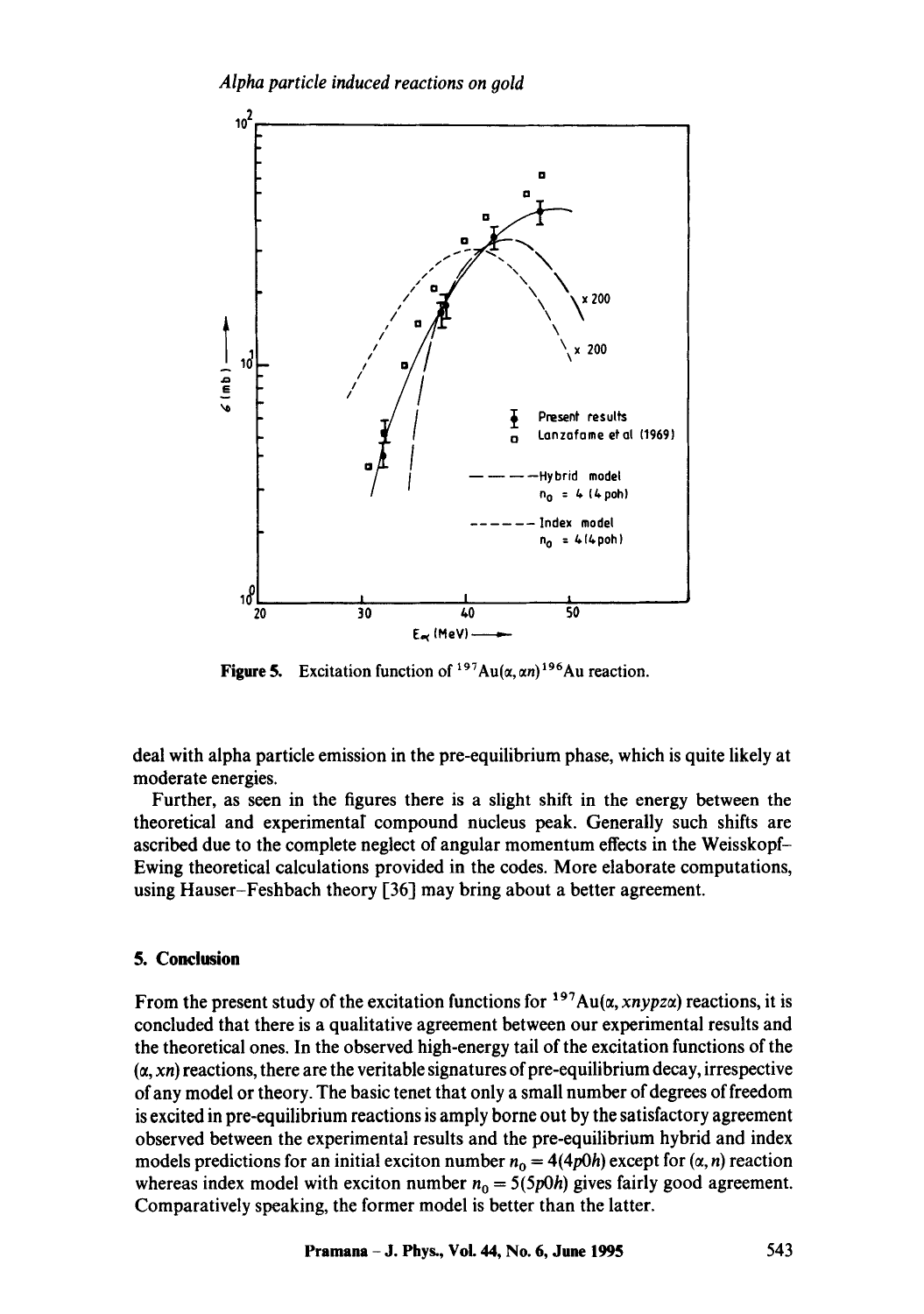**Figure 5.** Excitation function of $^{197}Au(\alpha, \alpha n)^{196}Au$ reaction.

deal with alpha particle emission in the pre-equilibrium phase, which is quite likely at moderate energies.

Further, as seen in the figures there is a slight shift in the energy between the theoretical and experimental compound nucleus peak. Generally such shifts are ascribed due to the complete neglect of angular momentum effects in the Weisskopf–Ewing theoretical calculations provided in the codes. More elaborate computations, using Hauser–Feshbach theory [36] may bring about a better agreement.

## 5. Conclusion

From the present study of the excitation functions for $^{197}Au(\alpha, xnypz\alpha)$ reactions, it is concluded that there is a qualitative agreement between our experimental results and the theoretical ones. In the observed high-energy tail of the excitation functions of the $(\alpha, xn)$ reactions, there are the veritable signatures of pre-equilibrium decay, irrespective of any model or theory. The basic tenet that only a small number of degrees of freedom is excited in pre-equilibrium reactions is amply borne out by the satisfactory agreement observed between the experimental results and the pre-equilibrium hybrid and index models predictions for an initial exciton number $n_0 = 4(4p0h)$ except for $(\alpha, n)$ reaction whereas index model with exciton number $n_0 = 5(5p0h)$ gives fairly good agreement. Comparatively speaking, the former model is better than the latter.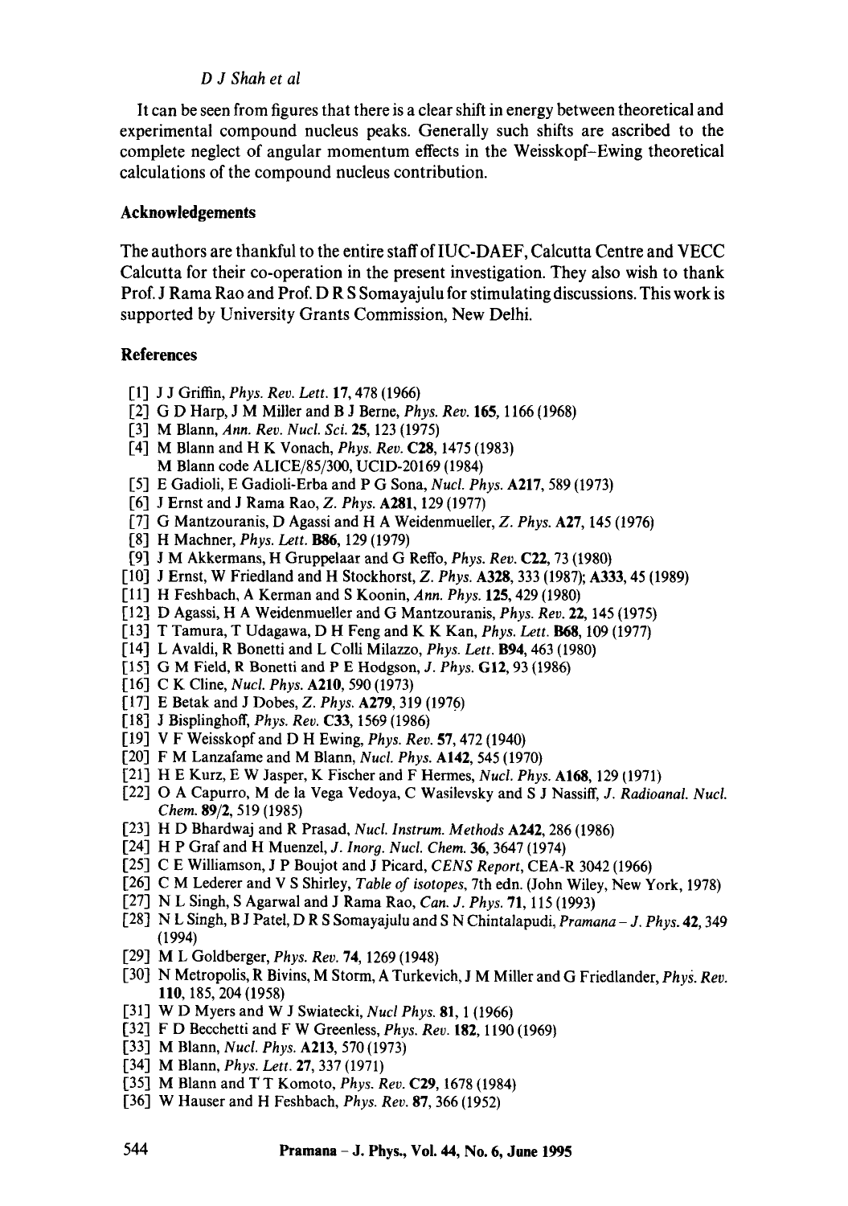It can be seen from figures that there is a clear shift in energy between theoretical and experimental compound nucleus peaks. Generally such shifts are ascribed to the complete neglect of angular momentum effects in the Weisskopf–Ewing theoretical calculations of the compound nucleus contribution.

## Acknowledgements

The authors are thankful to the entire staff of IUC-DAEF, Calcutta Centre and VECC Calcutta for their co-operation in the present investigation. They also wish to thank Prof. J Rama Rao and Prof. D R S Somayajulu for stimulating discussions. This work is supported by University Grants Commission, New Delhi.

## References

[1] J J Griffin, *Phys. Rev. Lett.* **17**, 478 (1966)
[2] G D Harp, J M Miller and B J Berne, *Phys. Rev.* **165**, 1166 (1968)
[3] M Blann, *Ann. Rev. Nucl. Sci.* **25**, 123 (1975)
[4] M Blann and H K Vonach, *Phys. Rev.* **C28**, 1475 (1983)
M Blann code ALICE/85/300, UCID-20169 (1984)
[5] E Gadioli, E Gadioli-Erba and P G Sona, *Nucl. Phys.* **A217**, 589 (1973)
[6] J Ernst and J Rama Rao, *Z. Phys.* **A281**, 129 (1977)
[7] G Mantzouranis, D Agassi and H A Weidenmueller, *Z. Phys.* **A27**, 145 (1976)
[8] H Machner, *Phys. Lett.* **B86**, 129 (1979)
[9] J M Akkermans, H Gruppelaar and G Reffo, *Phys. Rev.* **C22**, 73 (1980)
[10] J Ernst, W Friedland and H Stockhorst, *Z. Phys.* **A328**, 333 (1987); **A333**, 45 (1989)
[11] H Feshbach, A Kerman and S Koonin, *Ann. Phys.* **125**, 429 (1980)
[12] D Agassi, H A Weidenmueller and G Mantzouranis, *Phys. Rev.* **22**, 145 (1975)
[13] T Tamura, T Udagawa, D H Feng and K K Kan, *Phys. Lett.* **B68**, 109 (1977)
[14] L Avaldi, R Bonetti and L Colli Milazzo, *Phys. Lett.* **B94**, 463 (1980)
[15] G M Field, R Bonetti and P E Hodgson, *J. Phys.* **G12**, 93 (1986)
[16] C K Cline, *Nucl. Phys.* **A210**, 590 (1973)
[17] E Betak and J Dobes, *Z. Phys.* **A279**, 319 (1976)
[18] J Bisplinghoff, *Phys. Rev.* **C33**, 1569 (1986)
[19] V F Weisskopf and D H Ewing, *Phys. Rev.* **57**, 472 (1940)
[20] F M Lanzafame and M Blann, *Nucl. Phys.* **A142**, 545 (1970)
[21] H E Kurz, E W Jasper, K Fischer and F Hermes, *Nucl. Phys.* **A168**, 129 (1971)
[22] O A Capurro, M de la Vega Vedoya, C Wasilevsky and S J Nassiff, *J. Radioanal. Nucl. Chem.* **89/2**, 519 (1985)
[23] H D Bhardwaj and R Prasad, *Nucl. Instrum. Methods* **A242**, 286 (1986)
[24] H P Graf and H Muenzel, *J. Inorg. Nucl. Chem.* **36**, 3647 (1974)
[25] C E Williamson, J P Boujot and J Picard, *CENS Report*, CEA-R 3042 (1966)
[26] C M Lederer and V S Shirley, *Table of isotopes*, 7th edn. (John Wiley, New York, 1978)
[27] N L Singh, S Agarwal and J Rama Rao, *Can. J. Phys.* **71**, 115 (1993)
[28] N L Singh, B J Patel, D R S Somayajulu and S N Chintalapudi, *Pramana – J. Phys.* **42**, 349 (1994)
[29] M L Goldberger, *Phys. Rev.* **74**, 1269 (1948)
[30] N Metropolis, R Bivins, M Storm, A Turkevich, J M Miller and G Friedlander, *Phys. Rev.* **110**, 185, 204 (1958)
[31] W D Myers and W J Swiatecki, *Nucl Phys.* **81**, 1 (1966)
[32] F D Becchetti and F W Greenless, *Phys. Rev.* **182**, 1190 (1969)
[33] M Blann, *Nucl. Phys.* **A213**, 570 (1973)
[34] M Blann, *Phys. Lett.* **27**, 337 (1971)
[35] M Blann and T T Komoto, *Phys. Rev.* **C29**, 1678 (1984)
[36] W Hauser and H Feshbach, *Phys. Rev.* **87**, 366 (1952)